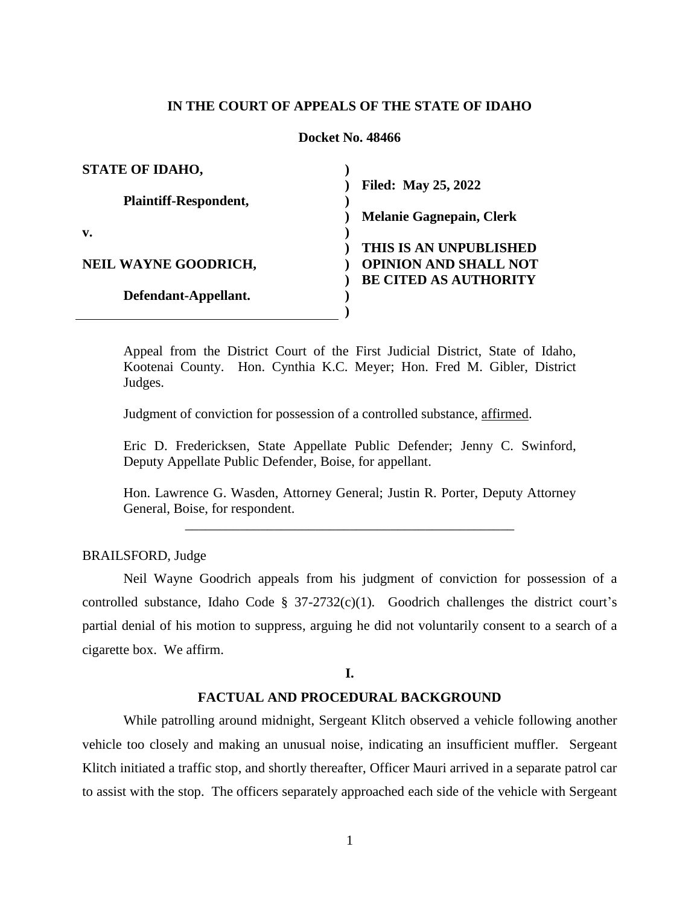**IN THE COURT OF APPEALS OF THE STATE OF IDAHO**

**Docket No. 48466**

| | | |
|---|---|---|
| **STATE OF IDAHO,** | ) | |
| | ) | **Filed: May 25, 2022** |
| **Plaintiff-Respondent,** | ) | |
| | ) | **Melanie Gagnepain, Clerk** |
| **v.** | ) | |
| | ) | **THIS IS AN UNPUBLISHED** |
| **NEIL WAYNE GOODRICH,** | ) | **OPINION AND SHALL NOT** |
| | ) | **BE CITED AS AUTHORITY** |
| **Defendant-Appellant.** | ) | |
| | ) | |

Appeal from the District Court of the First Judicial District, State of Idaho, Kootenai County. Hon. Cynthia K.C. Meyer; Hon. Fred M. Gibler, District Judges.

Judgment of conviction for possession of a controlled substance, affirmed.

Eric D. Fredericksen, State Appellate Public Defender; Jenny C. Swinford, Deputy Appellate Public Defender, Boise, for appellant.

Hon. Lawrence G. Wasden, Attorney General; Justin R. Porter, Deputy Attorney General, Boise, for respondent.

---

BRAILSFORD, Judge

Neil Wayne Goodrich appeals from his judgment of conviction for possession of a controlled substance, Idaho Code § 37-2732(c)(1). Goodrich challenges the district court's partial denial of his motion to suppress, arguing he did not voluntarily consent to a search of a cigarette box. We affirm.

## I.

## FACTUAL AND PROCEDURAL BACKGROUND

While patrolling around midnight, Sergeant Klitch observed a vehicle following another vehicle too closely and making an unusual noise, indicating an insufficient muffler. Sergeant Klitch initiated a traffic stop, and shortly thereafter, Officer Mauri arrived in a separate patrol car to assist with the stop. The officers separately approached each side of the vehicle with Sergeant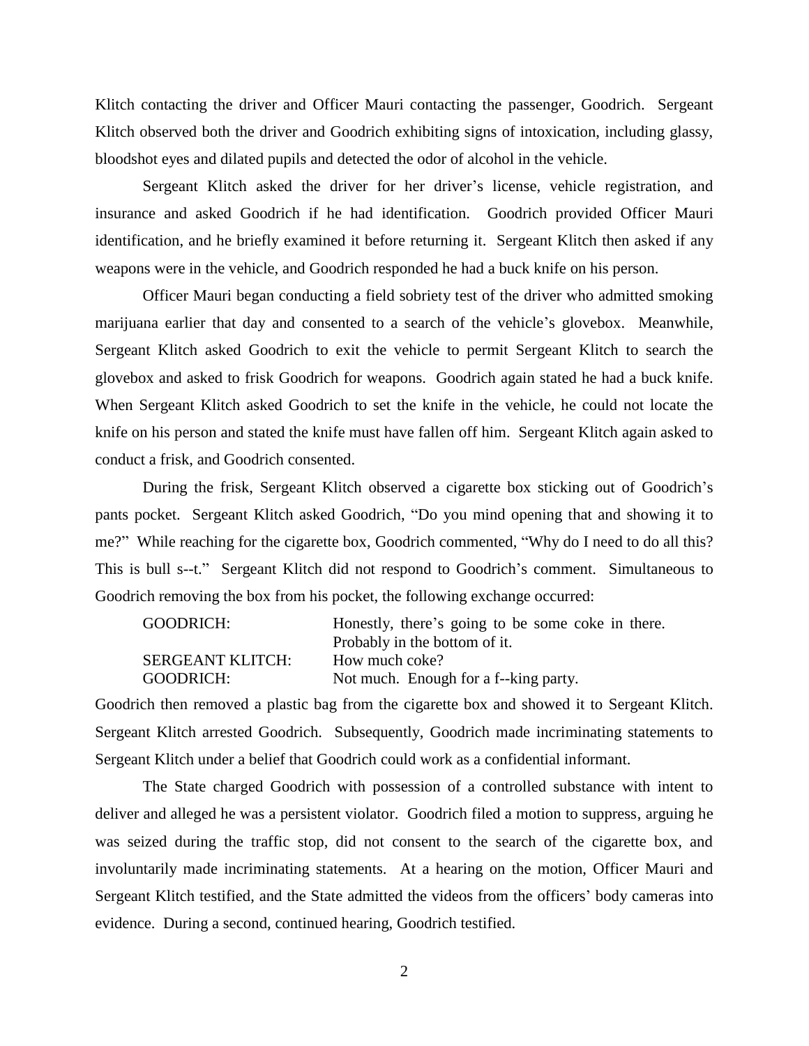Klitch contacting the driver and Officer Mauri contacting the passenger, Goodrich. Sergeant Klitch observed both the driver and Goodrich exhibiting signs of intoxication, including glassy, bloodshot eyes and dilated pupils and detected the odor of alcohol in the vehicle.

Sergeant Klitch asked the driver for her driver's license, vehicle registration, and insurance and asked Goodrich if he had identification. Goodrich provided Officer Mauri identification, and he briefly examined it before returning it. Sergeant Klitch then asked if any weapons were in the vehicle, and Goodrich responded he had a buck knife on his person.

Officer Mauri began conducting a field sobriety test of the driver who admitted smoking marijuana earlier that day and consented to a search of the vehicle's glovebox. Meanwhile, Sergeant Klitch asked Goodrich to exit the vehicle to permit Sergeant Klitch to search the glovebox and asked to frisk Goodrich for weapons. Goodrich again stated he had a buck knife. When Sergeant Klitch asked Goodrich to set the knife in the vehicle, he could not locate the knife on his person and stated the knife must have fallen off him. Sergeant Klitch again asked to conduct a frisk, and Goodrich consented.

During the frisk, Sergeant Klitch observed a cigarette box sticking out of Goodrich's pants pocket. Sergeant Klitch asked Goodrich, "Do you mind opening that and showing it to me?" While reaching for the cigarette box, Goodrich commented, "Why do I need to do all this? This is bull s--t." Sergeant Klitch did not respond to Goodrich's comment. Simultaneous to Goodrich removing the box from his pocket, the following exchange occurred:

> GOODRICH: Honestly, there's going to be some coke in there. Probably in the bottom of it.
>
> SERGEANT KLITCH: How much coke?
>
> GOODRICH: Not much. Enough for a f--king party.

Goodrich then removed a plastic bag from the cigarette box and showed it to Sergeant Klitch. Sergeant Klitch arrested Goodrich. Subsequently, Goodrich made incriminating statements to Sergeant Klitch under a belief that Goodrich could work as a confidential informant.

The State charged Goodrich with possession of a controlled substance with intent to deliver and alleged he was a persistent violator. Goodrich filed a motion to suppress, arguing he was seized during the traffic stop, did not consent to the search of the cigarette box, and involuntarily made incriminating statements. At a hearing on the motion, Officer Mauri and Sergeant Klitch testified, and the State admitted the videos from the officers' body cameras into evidence. During a second, continued hearing, Goodrich testified.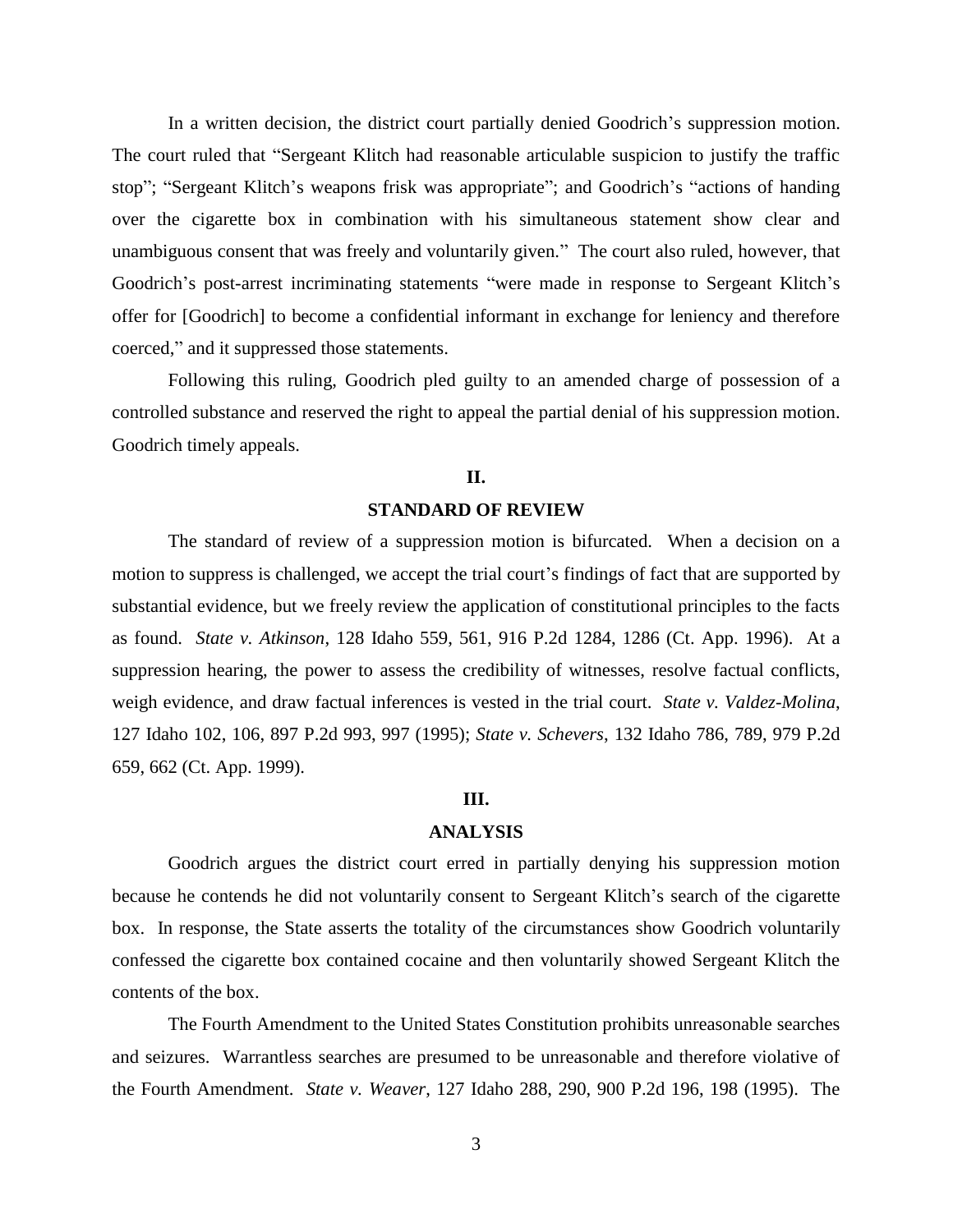In a written decision, the district court partially denied Goodrich's suppression motion. The court ruled that "Sergeant Klitch had reasonable articulable suspicion to justify the traffic stop"; "Sergeant Klitch's weapons frisk was appropriate"; and Goodrich's "actions of handing over the cigarette box in combination with his simultaneous statement show clear and unambiguous consent that was freely and voluntarily given." The court also ruled, however, that Goodrich's post-arrest incriminating statements "were made in response to Sergeant Klitch's offer for [Goodrich] to become a confidential informant in exchange for leniency and therefore coerced," and it suppressed those statements.

Following this ruling, Goodrich pled guilty to an amended charge of possession of a controlled substance and reserved the right to appeal the partial denial of his suppression motion. Goodrich timely appeals.

## II.

## STANDARD OF REVIEW

The standard of review of a suppression motion is bifurcated. When a decision on a motion to suppress is challenged, we accept the trial court's findings of fact that are supported by substantial evidence, but we freely review the application of constitutional principles to the facts as found. *State v. Atkinson*, 128 Idaho 559, 561, 916 P.2d 1284, 1286 (Ct. App. 1996). At a suppression hearing, the power to assess the credibility of witnesses, resolve factual conflicts, weigh evidence, and draw factual inferences is vested in the trial court. *State v. Valdez-Molina*, 127 Idaho 102, 106, 897 P.2d 993, 997 (1995); *State v. Schevers*, 132 Idaho 786, 789, 979 P.2d 659, 662 (Ct. App. 1999).

## III.

## ANALYSIS

Goodrich argues the district court erred in partially denying his suppression motion because he contends he did not voluntarily consent to Sergeant Klitch's search of the cigarette box. In response, the State asserts the totality of the circumstances show Goodrich voluntarily confessed the cigarette box contained cocaine and then voluntarily showed Sergeant Klitch the contents of the box.

The Fourth Amendment to the United States Constitution prohibits unreasonable searches and seizures. Warrantless searches are presumed to be unreasonable and therefore violative of the Fourth Amendment. *State v. Weaver*, 127 Idaho 288, 290, 900 P.2d 196, 198 (1995). The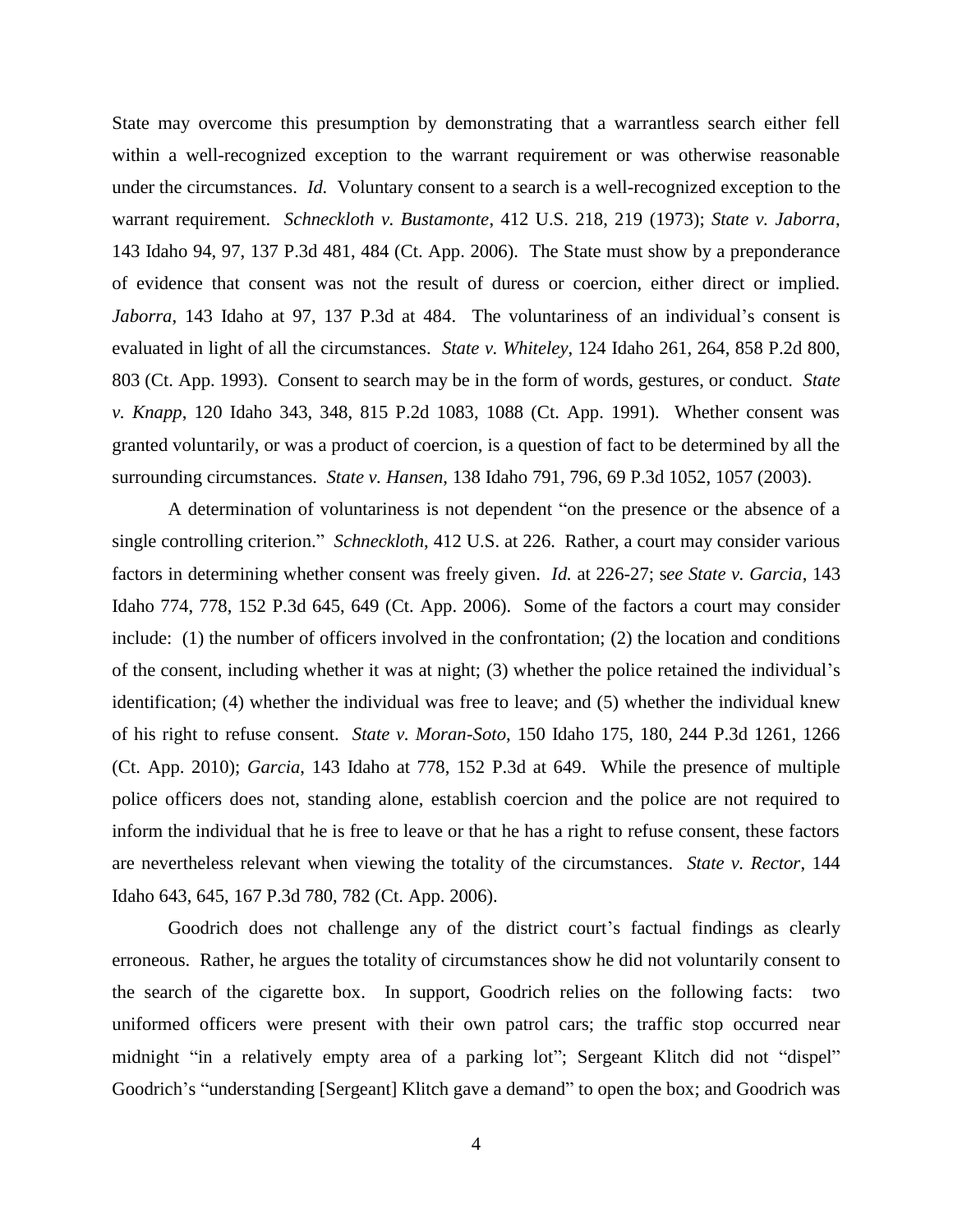State may overcome this presumption by demonstrating that a warrantless search either fell within a well-recognized exception to the warrant requirement or was otherwise reasonable under the circumstances. *Id.* Voluntary consent to a search is a well-recognized exception to the warrant requirement. *Schneckloth v. Bustamonte*, 412 U.S. 218, 219 (1973); *State v. Jaborra*, 143 Idaho 94, 97, 137 P.3d 481, 484 (Ct. App. 2006). The State must show by a preponderance of evidence that consent was not the result of duress or coercion, either direct or implied. *Jaborra*, 143 Idaho at 97, 137 P.3d at 484. The voluntariness of an individual's consent is evaluated in light of all the circumstances. *State v. Whiteley*, 124 Idaho 261, 264, 858 P.2d 800, 803 (Ct. App. 1993). Consent to search may be in the form of words, gestures, or conduct. *State v. Knapp*, 120 Idaho 343, 348, 815 P.2d 1083, 1088 (Ct. App. 1991). Whether consent was granted voluntarily, or was a product of coercion, is a question of fact to be determined by all the surrounding circumstances. *State v. Hansen*, 138 Idaho 791, 796, 69 P.3d 1052, 1057 (2003).

A determination of voluntariness is not dependent "on the presence or the absence of a single controlling criterion." *Schneckloth*, 412 U.S. at 226. Rather, a court may consider various factors in determining whether consent was freely given. *Id.* at 226-27; s*ee State v. Garcia*, 143 Idaho 774, 778, 152 P.3d 645, 649 (Ct. App. 2006). Some of the factors a court may consider include: (1) the number of officers involved in the confrontation; (2) the location and conditions of the consent, including whether it was at night; (3) whether the police retained the individual's identification; (4) whether the individual was free to leave; and (5) whether the individual knew of his right to refuse consent. *State v. Moran-Soto*, 150 Idaho 175, 180, 244 P.3d 1261, 1266 (Ct. App. 2010); *Garcia*, 143 Idaho at 778, 152 P.3d at 649. While the presence of multiple police officers does not, standing alone, establish coercion and the police are not required to inform the individual that he is free to leave or that he has a right to refuse consent, these factors are nevertheless relevant when viewing the totality of the circumstances. *State v. Rector*, 144 Idaho 643, 645, 167 P.3d 780, 782 (Ct. App. 2006).

Goodrich does not challenge any of the district court's factual findings as clearly erroneous. Rather, he argues the totality of circumstances show he did not voluntarily consent to the search of the cigarette box. In support, Goodrich relies on the following facts: two uniformed officers were present with their own patrol cars; the traffic stop occurred near midnight "in a relatively empty area of a parking lot"; Sergeant Klitch did not "dispel" Goodrich's "understanding [Sergeant] Klitch gave a demand" to open the box; and Goodrich was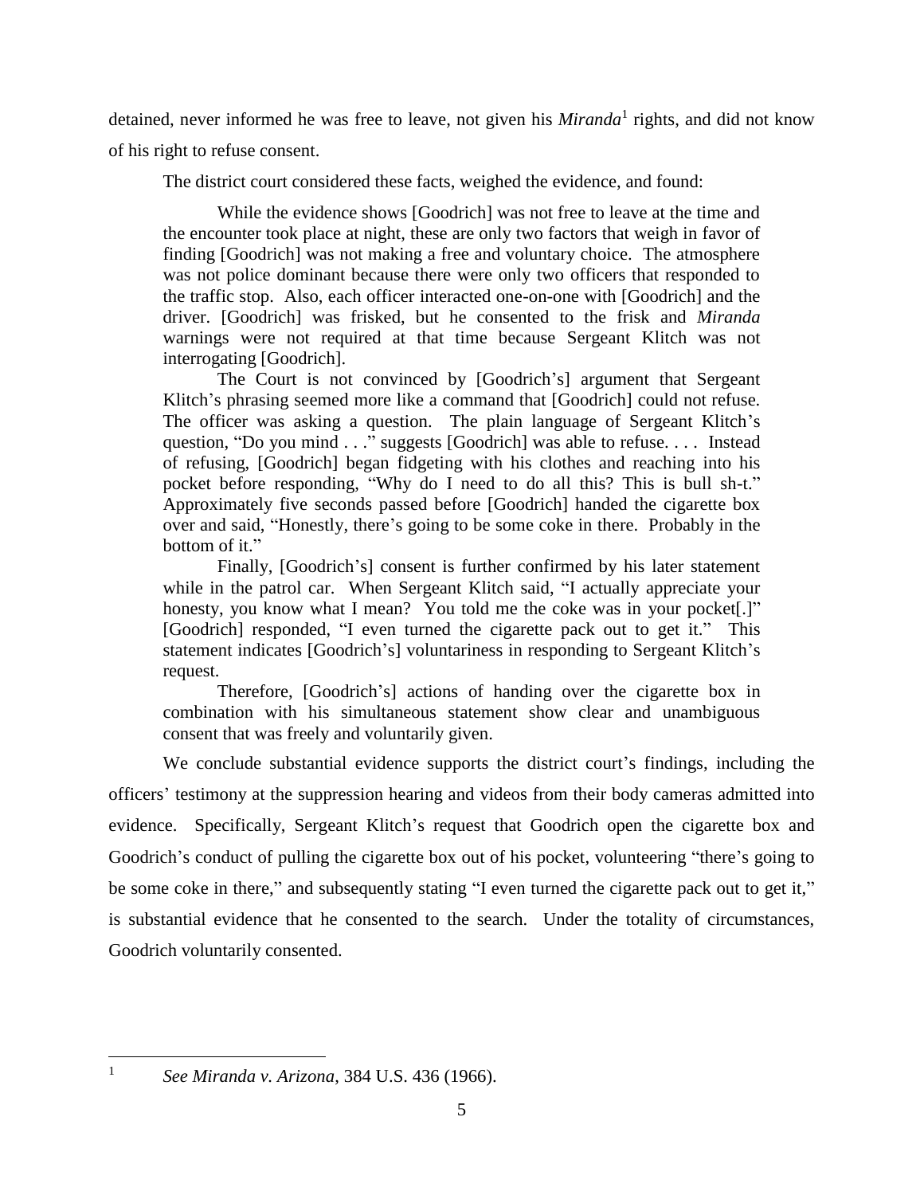detained, never informed he was free to leave, not given his *Miranda*[1] rights, and did not know of his right to refuse consent.

The district court considered these facts, weighed the evidence, and found:

> While the evidence shows [Goodrich] was not free to leave at the time and the encounter took place at night, these are only two factors that weigh in favor of finding [Goodrich] was not making a free and voluntary choice. The atmosphere was not police dominant because there were only two officers that responded to the traffic stop. Also, each officer interacted one-on-one with [Goodrich] and the driver. [Goodrich] was frisked, but he consented to the frisk and *Miranda* warnings were not required at that time because Sergeant Klitch was not interrogating [Goodrich].
>
> The Court is not convinced by [Goodrich's] argument that Sergeant Klitch's phrasing seemed more like a command that [Goodrich] could not refuse. The officer was asking a question. The plain language of Sergeant Klitch's question, "Do you mind . . ." suggests [Goodrich] was able to refuse. . . . Instead of refusing, [Goodrich] began fidgeting with his clothes and reaching into his pocket before responding, "Why do I need to do all this? This is bull sh-t." Approximately five seconds passed before [Goodrich] handed the cigarette box over and said, "Honestly, there's going to be some coke in there. Probably in the bottom of it."
>
> Finally, [Goodrich's] consent is further confirmed by his later statement while in the patrol car. When Sergeant Klitch said, "I actually appreciate your honesty, you know what I mean? You told me the coke was in your pocket[.]" [Goodrich] responded, "I even turned the cigarette pack out to get it." This statement indicates [Goodrich's] voluntariness in responding to Sergeant Klitch's request.
>
> Therefore, [Goodrich's] actions of handing over the cigarette box in combination with his simultaneous statement show clear and unambiguous consent that was freely and voluntarily given.

We conclude substantial evidence supports the district court's findings, including the officers' testimony at the suppression hearing and videos from their body cameras admitted into evidence. Specifically, Sergeant Klitch's request that Goodrich open the cigarette box and Goodrich's conduct of pulling the cigarette box out of his pocket, volunteering "there's going to be some coke in there," and subsequently stating "I even turned the cigarette pack out to get it," is substantial evidence that he consented to the search. Under the totality of circumstances, Goodrich voluntarily consented.

---

[1] *See Miranda v. Arizona*, 384 U.S. 436 (1966).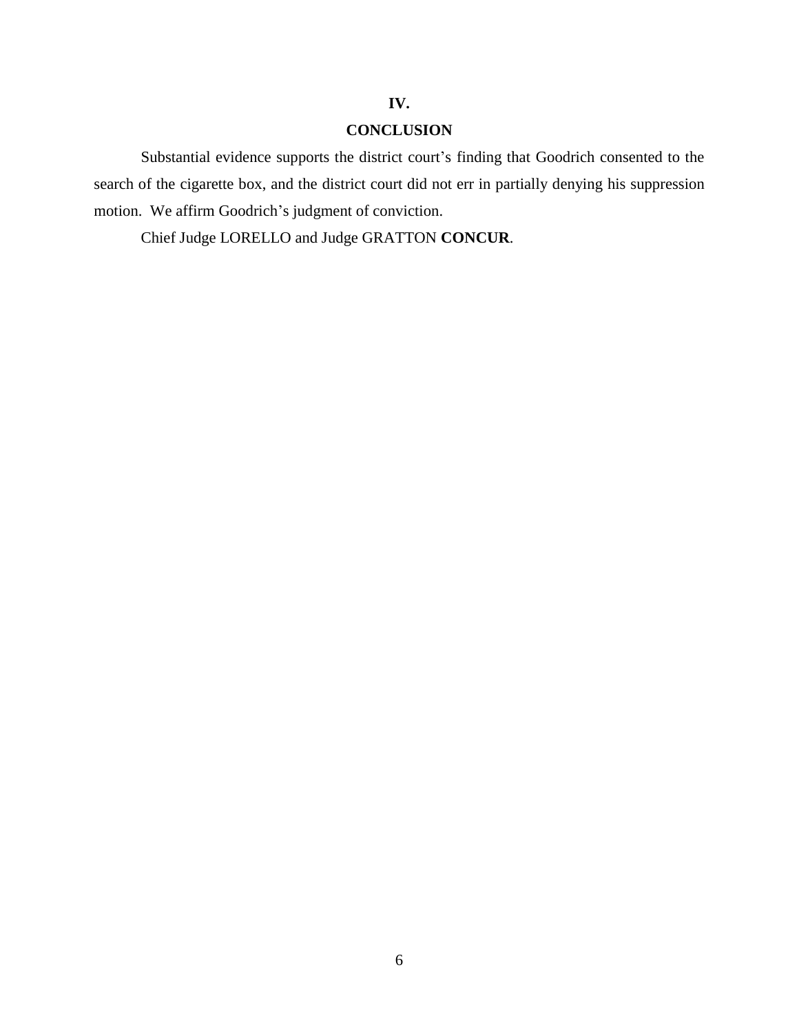## IV.

## CONCLUSION

Substantial evidence supports the district court's finding that Goodrich consented to the search of the cigarette box, and the district court did not err in partially denying his suppression motion. We affirm Goodrich's judgment of conviction.

Chief Judge LORELLO and Judge GRATTON **CONCUR**.